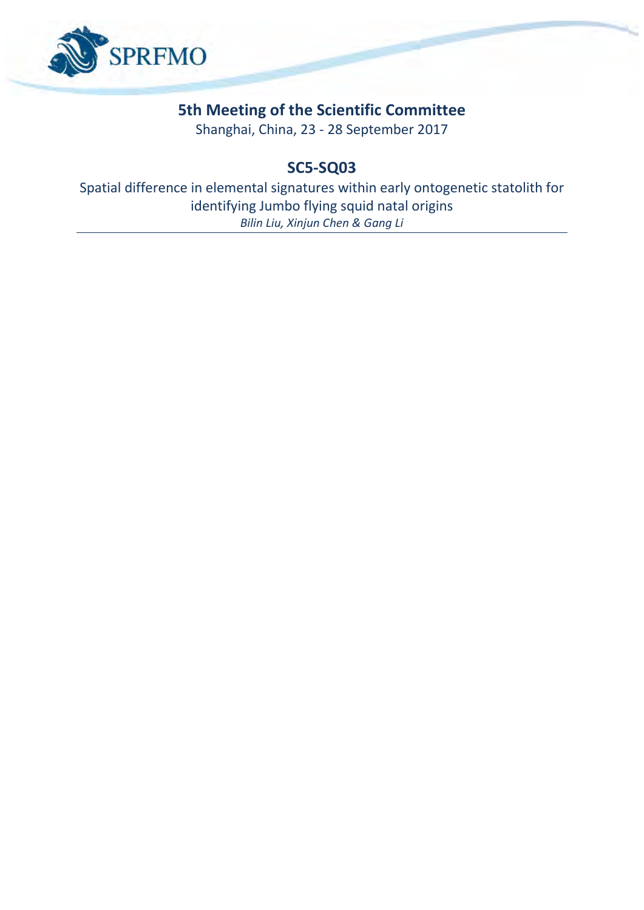SPRFMO

# 5th Meeting of the Scientific Committee

Shanghai, China, 23 - 28 September 2017

## SC5-SQ03

Spatial difference in elemental signatures within early ontogenetic statolith for identifying Jumbo flying squid natal origins

*Bilin Liu, Xinjun Chen & Gang Li*

---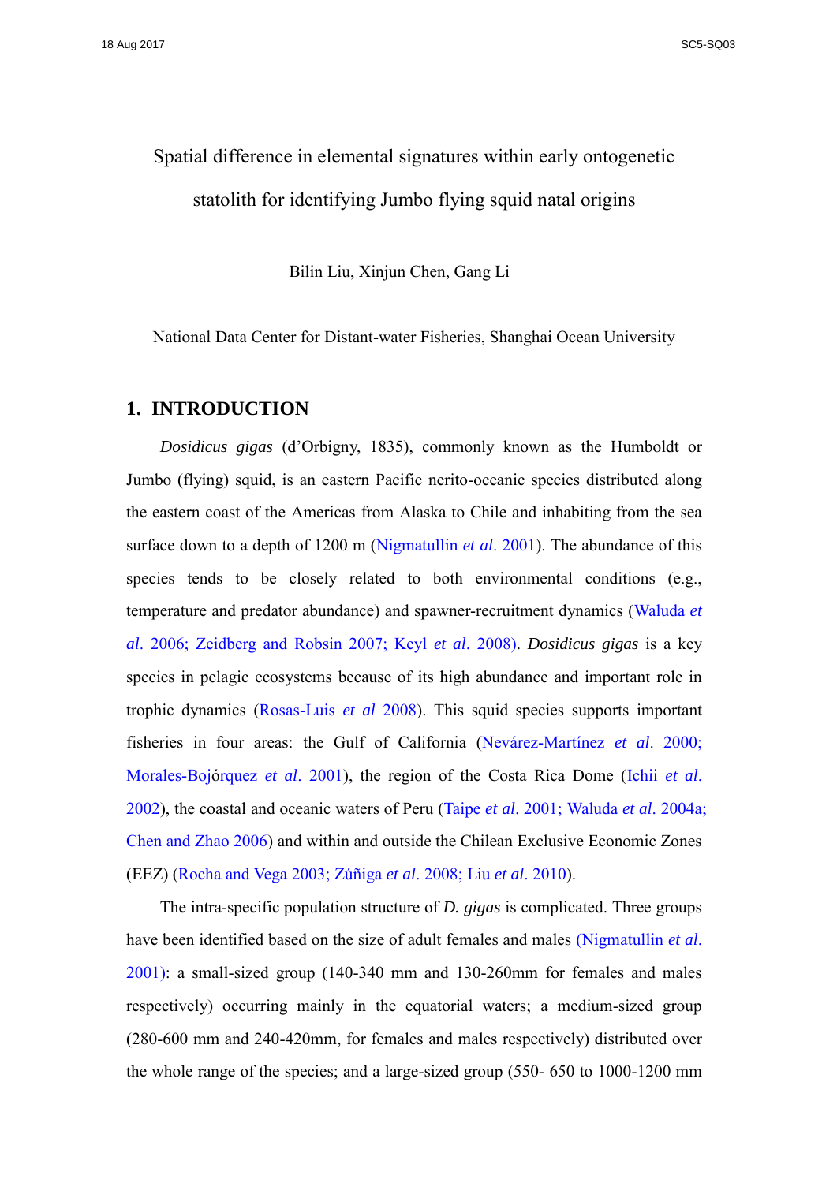Spatial difference in elemental signatures within early ontogenetic statolith for identifying Jumbo flying squid natal origins

Bilin Liu, Xinjun Chen, Gang Li

National Data Center for Distant-water Fisheries, Shanghai Ocean University

## 1. INTRODUCTION

*Dosidicus gigas* (d'Orbigny, 1835), commonly known as the Humboldt or Jumbo (flying) squid, is an eastern Pacific nerito-oceanic species distributed along the eastern coast of the Americas from Alaska to Chile and inhabiting from the sea surface down to a depth of 1200 m (Nigmatullin *et al*. 2001). The abundance of this species tends to be closely related to both environmental conditions (e.g., temperature and predator abundance) and spawner-recruitment dynamics (Waluda *et al*. 2006; Zeidberg and Robsin 2007; Keyl *et al*. 2008). *Dosidicus gigas* is a key species in pelagic ecosystems because of its high abundance and important role in trophic dynamics (Rosas-Luis *et al* 2008). This squid species supports important fisheries in four areas: the Gulf of California (Nevárez-Martínez *et al*. 2000; Morales-Bojórquez *et al*. 2001), the region of the Costa Rica Dome (Ichii *et al*. 2002), the coastal and oceanic waters of Peru (Taipe *et al*. 2001; Waluda *et al*. 2004a; Chen and Zhao 2006) and within and outside the Chilean Exclusive Economic Zones (EEZ) (Rocha and Vega 2003; Zúñiga *et al*. 2008; Liu *et al*. 2010).

The intra-specific population structure of *D. gigas* is complicated. Three groups have been identified based on the size of adult females and males (Nigmatullin *et al*. 2001): a small-sized group (140-340 mm and 130-260mm for females and males respectively) occurring mainly in the equatorial waters; a medium-sized group (280-600 mm and 240-420mm, for females and males respectively) distributed over the whole range of the species; and a large-sized group (550- 650 to 1000-1200 mm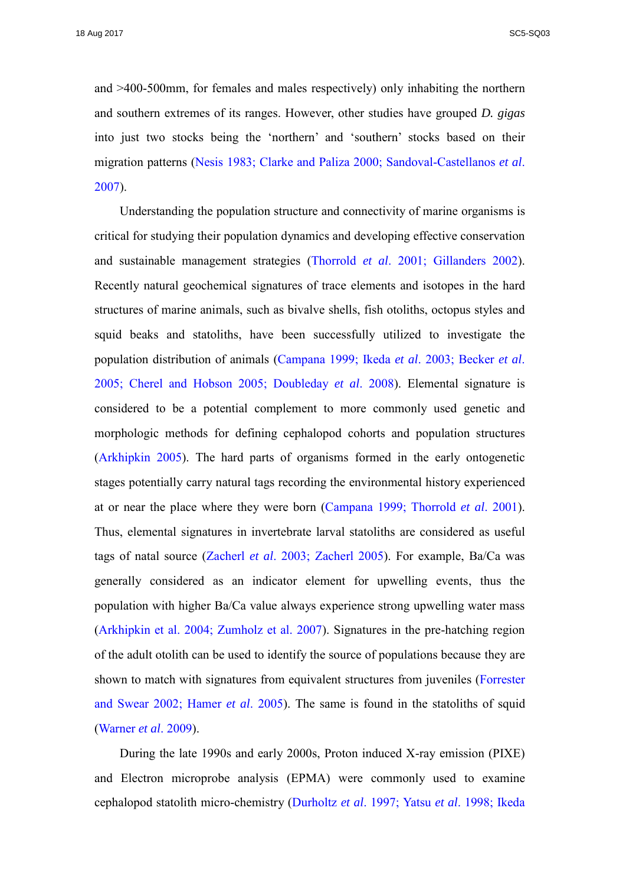and >400-500mm, for females and males respectively) only inhabiting the northern and southern extremes of its ranges. However, other studies have grouped *D. gigas* into just two stocks being the 'northern' and 'southern' stocks based on their migration patterns (Nesis 1983; Clarke and Paliza 2000; Sandoval-Castellanos *et al*. 2007).

Understanding the population structure and connectivity of marine organisms is critical for studying their population dynamics and developing effective conservation and sustainable management strategies (Thorrold *et al*. 2001; Gillanders 2002). Recently natural geochemical signatures of trace elements and isotopes in the hard structures of marine animals, such as bivalve shells, fish otoliths, octopus styles and squid beaks and statoliths, have been successfully utilized to investigate the population distribution of animals (Campana 1999; Ikeda *et al*. 2003; Becker *et al*. 2005; Cherel and Hobson 2005; Doubleday *et al*. 2008). Elemental signature is considered to be a potential complement to more commonly used genetic and morphologic methods for defining cephalopod cohorts and population structures (Arkhipkin 2005). The hard parts of organisms formed in the early ontogenetic stages potentially carry natural tags recording the environmental history experienced at or near the place where they were born (Campana 1999; Thorrold *et al*. 2001). Thus, elemental signatures in invertebrate larval statoliths are considered as useful tags of natal source (Zacherl *et al*. 2003; Zacherl 2005). For example, Ba/Ca was generally considered as an indicator element for upwelling events, thus the population with higher Ba/Ca value always experience strong upwelling water mass (Arkhipkin et al. 2004; Zumholz et al. 2007). Signatures in the pre-hatching region of the adult otolith can be used to identify the source of populations because they are shown to match with signatures from equivalent structures from juveniles (Forrester and Swear 2002; Hamer *et al*. 2005). The same is found in the statoliths of squid (Warner *et al*. 2009).

During the late 1990s and early 2000s, Proton induced X-ray emission (PIXE) and Electron microprobe analysis (EPMA) were commonly used to examine cephalopod statolith micro-chemistry (Durholtz *et al*. 1997; Yatsu *et al*. 1998; Ikeda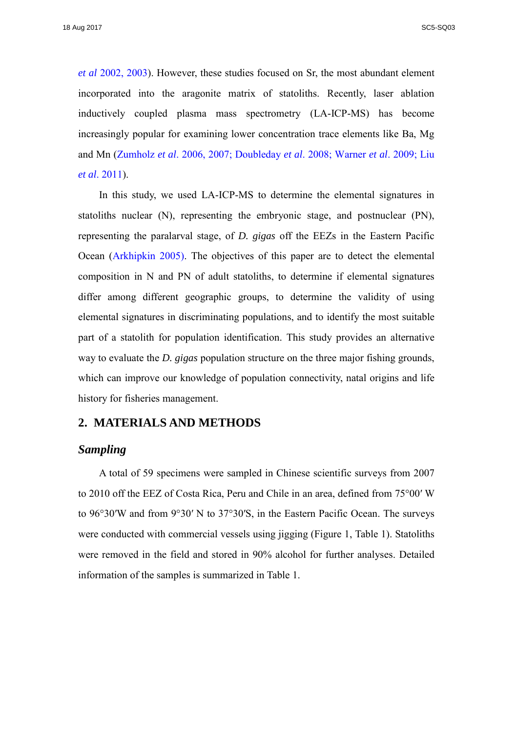*et al* 2002, 2003). However, these studies focused on Sr, the most abundant element incorporated into the aragonite matrix of statoliths. Recently, laser ablation inductively coupled plasma mass spectrometry (LA-ICP-MS) has become increasingly popular for examining lower concentration trace elements like Ba, Mg and Mn (Zumholz *et al*. 2006, 2007; Doubleday *et al*. 2008; Warner *et al*. 2009; Liu *et al*. 2011).

In this study, we used LA-ICP-MS to determine the elemental signatures in statoliths nuclear (N), representing the embryonic stage, and postnuclear (PN), representing the paralarval stage, of *D. gigas* off the EEZs in the Eastern Pacific Ocean (Arkhipkin 2005). The objectives of this paper are to detect the elemental composition in N and PN of adult statoliths, to determine if elemental signatures differ among different geographic groups, to determine the validity of using elemental signatures in discriminating populations, and to identify the most suitable part of a statolith for population identification. This study provides an alternative way to evaluate the *D. gigas* population structure on the three major fishing grounds, which can improve our knowledge of population connectivity, natal origins and life history for fisheries management.

## 2. MATERIALS AND METHODS

### *Sampling*

A total of 59 specimens were sampled in Chinese scientific surveys from 2007 to 2010 off the EEZ of Costa Rica, Peru and Chile in an area, defined from 75°00′ W to 96°30′W and from 9°30′ N to 37°30′S, in the Eastern Pacific Ocean. The surveys were conducted with commercial vessels using jigging (Figure 1, Table 1). Statoliths were removed in the field and stored in 90% alcohol for further analyses. Detailed information of the samples is summarized in Table 1.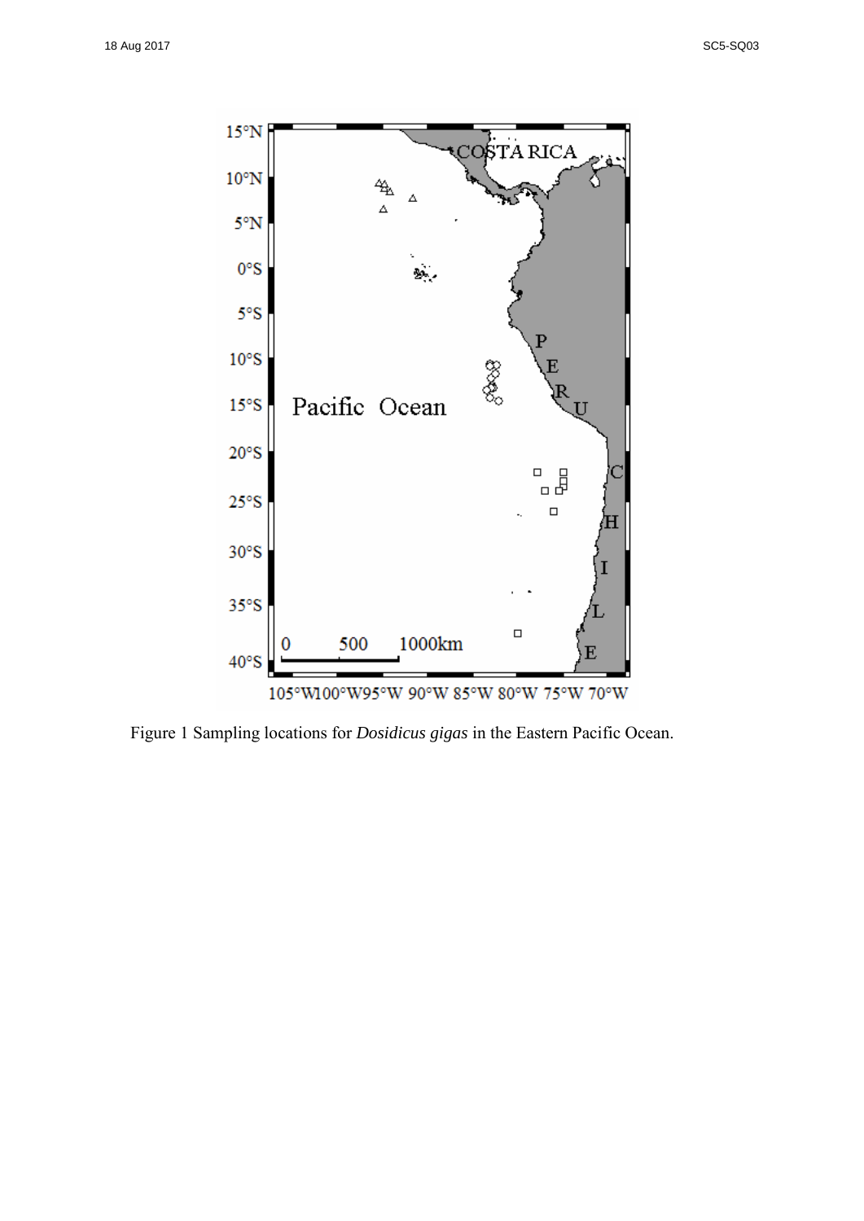Figure 1 Sampling locations for *Dosidicus gigas* in the Eastern Pacific Ocean.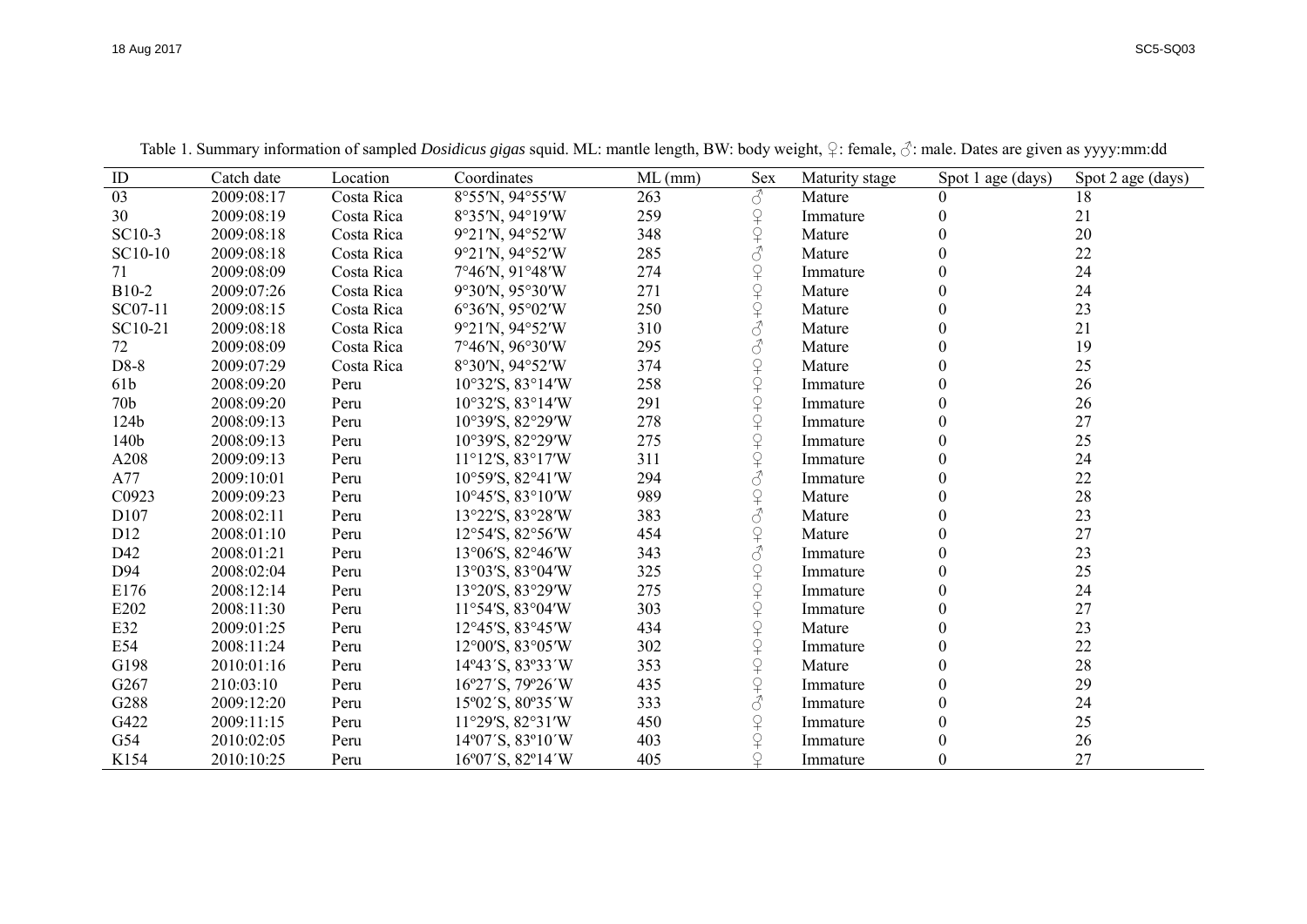Table 1. Summary information of sampled *Dosidicus gigas* squid. ML: mantle length, BW: body weight, ♀: female, ♂: male. Dates are given as yyyy:mm:dd

| ID | Catch date | Location | Coordinates | ML (mm) | Sex | Maturity stage | Spot 1 age (days) | Spot 2 age (days) |
|---|---|---|---|---|---|---|---|---|
| 03 | 2009:08:17 | Costa Rica | 8°55′N, 94°55′W | 263 | ♂ | Mature | 0 | 18 |
| 30 | 2009:08:19 | Costa Rica | 8°35′N, 94°19′W | 259 | ♀ | Immature | 0 | 21 |
| SC10-3 | 2009:08:18 | Costa Rica | 9°21′N, 94°52′W | 348 | ♀ | Mature | 0 | 20 |
| SC10-10 | 2009:08:18 | Costa Rica | 9°21′N, 94°52′W | 285 | ♂ | Mature | 0 | 22 |
| 71 | 2009:08:09 | Costa Rica | 7°46′N, 91°48′W | 274 | ♀ | Immature | 0 | 24 |
| B10-2 | 2009:07:26 | Costa Rica | 9°30′N, 95°30′W | 271 | ♀ | Mature | 0 | 24 |
| SC07-11 | 2009:08:15 | Costa Rica | 6°36′N, 95°02′W | 250 | ♀ | Mature | 0 | 23 |
| SC10-21 | 2009:08:18 | Costa Rica | 9°21′N, 94°52′W | 310 | ♂ | Mature | 0 | 21 |
| 72 | 2009:08:09 | Costa Rica | 7°46′N, 96°30′W | 295 | ♂ | Mature | 0 | 19 |
| D8-8 | 2009:07:29 | Costa Rica | 8°30′N, 94°52′W | 374 | ♀ | Mature | 0 | 25 |
| 61b | 2008:09:20 | Peru | 10°32′S, 83°14′W | 258 | ♀ | Immature | 0 | 26 |
| 70b | 2008:09:20 | Peru | 10°32′S, 83°14′W | 291 | ♀ | Immature | 0 | 26 |
| 124b | 2008:09:13 | Peru | 10°39′S, 82°29′W | 278 | ♀ | Immature | 0 | 27 |
| 140b | 2008:09:13 | Peru | 10°39′S, 82°29′W | 275 | ♀ | Immature | 0 | 25 |
| A208 | 2009:09:13 | Peru | 11°12′S, 83°17′W | 311 | ♀ | Immature | 0 | 24 |
| A77 | 2009:10:01 | Peru | 10°59′S, 82°41′W | 294 | ♂ | Immature | 0 | 22 |
| C0923 | 2009:09:23 | Peru | 10°45′S, 83°10′W | 989 | ♀ | Mature | 0 | 28 |
| D107 | 2008:02:11 | Peru | 13°22′S, 83°28′W | 383 | ♂ | Mature | 0 | 23 |
| D12 | 2008:01:10 | Peru | 12°54′S, 82°56′W | 454 | ♀ | Mature | 0 | 27 |
| D42 | 2008:01:21 | Peru | 13°06′S, 82°46′W | 343 | ♂ | Immature | 0 | 23 |
| D94 | 2008:02:04 | Peru | 13°03′S, 83°04′W | 325 | ♀ | Immature | 0 | 25 |
| E176 | 2008:12:14 | Peru | 13°20′S, 83°29′W | 275 | ♀ | Immature | 0 | 24 |
| E202 | 2008:11:30 | Peru | 11°54′S, 83°04′W | 303 | ♀ | Immature | 0 | 27 |
| E32 | 2009:01:25 | Peru | 12°45′S, 83°45′W | 434 | ♀ | Mature | 0 | 23 |
| E54 | 2008:11:24 | Peru | 12°00′S, 83°05′W | 302 | ♀ | Immature | 0 | 22 |
| G198 | 2010:01:16 | Peru | 14º43´S, 83º33´W | 353 | ♀ | Mature | 0 | 28 |
| G267 | 210:03:10 | Peru | 16º27´S, 79º26´W | 435 | ♀ | Immature | 0 | 29 |
| G288 | 2009:12:20 | Peru | 15º02´S, 80º35´W | 333 | ♂ | Immature | 0 | 24 |
| G422 | 2009:11:15 | Peru | 11°29′S, 82°31′W | 450 | ♀ | Immature | 0 | 25 |
| G54 | 2010:02:05 | Peru | 14º07´S, 83º10´W | 403 | ♀ | Immature | 0 | 26 |
| K154 | 2010:10:25 | Peru | 16º07´S, 82º14´W | 405 | ♀ | Immature | 0 | 27 |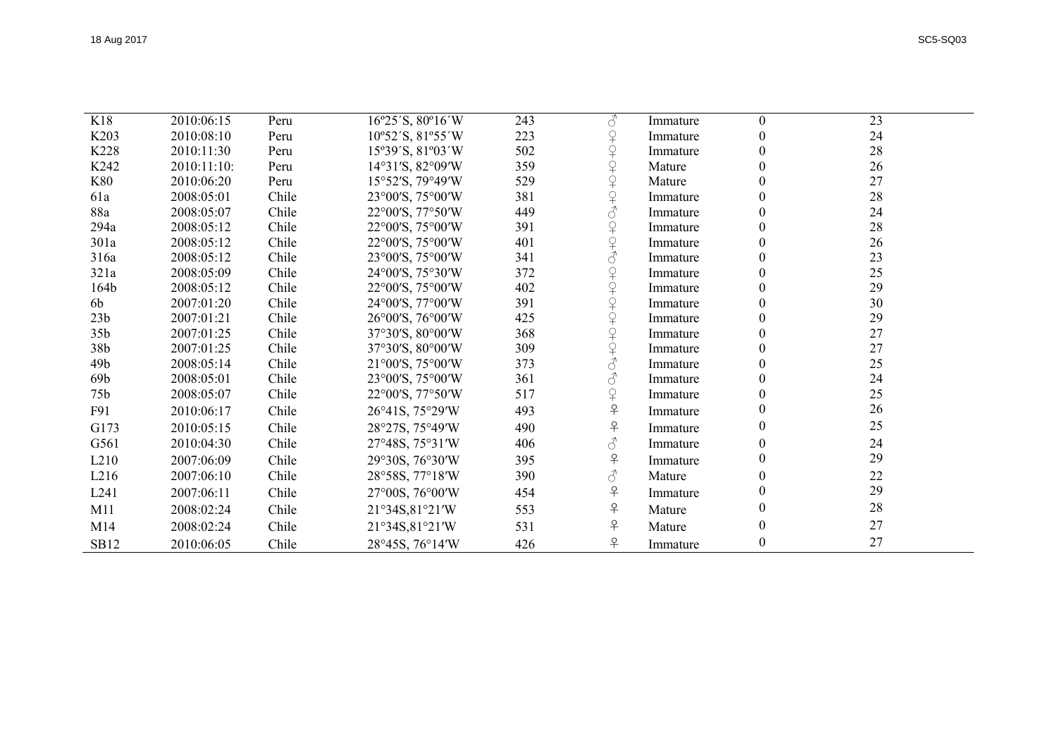| | | | | | | | | |
|---|---|---|---|---|---|---|---|---|
| K18 | 2010:06:15 | Peru | 16º25´S, 80º16´W | 243 | ♂ | Immature | 0 | 23 |
| K203 | 2010:08:10 | Peru | 10º52´S, 81º55´W | 223 | ♀ | Immature | 0 | 24 |
| K228 | 2010:11:30 | Peru | 15º39´S, 81º03´W | 502 | ♀ | Immature | 0 | 28 |
| K242 | 2010:11:10: | Peru | 14°31′S, 82°09′W | 359 | ♀ | Mature | 0 | 26 |
| K80 | 2010:06:20 | Peru | 15°52′S, 79°49′W | 529 | ♀ | Mature | 0 | 27 |
| 61a | 2008:05:01 | Chile | 23°00′S, 75°00′W | 381 | ♀ | Immature | 0 | 28 |
| 88a | 2008:05:07 | Chile | 22°00′S, 77°50′W | 449 | ♂ | Immature | 0 | 24 |
| 294a | 2008:05:12 | Chile | 22°00′S, 75°00′W | 391 | ♀ | Immature | 0 | 28 |
| 301a | 2008:05:12 | Chile | 22°00′S, 75°00′W | 401 | ♀ | Immature | 0 | 26 |
| 316a | 2008:05:12 | Chile | 23°00′S, 75°00′W | 341 | ♂ | Immature | 0 | 23 |
| 321a | 2008:05:09 | Chile | 24°00′S, 75°30′W | 372 | ♀ | Immature | 0 | 25 |
| 164b | 2008:05:12 | Chile | 22°00′S, 75°00′W | 402 | ♀ | Immature | 0 | 29 |
| 6b | 2007:01:20 | Chile | 24°00′S, 77°00′W | 391 | ♀ | Immature | 0 | 30 |
| 23b | 2007:01:21 | Chile | 26°00′S, 76°00′W | 425 | ♀ | Immature | 0 | 29 |
| 35b | 2007:01:25 | Chile | 37°30′S, 80°00′W | 368 | ♀ | Immature | 0 | 27 |
| 38b | 2007:01:25 | Chile | 37°30′S, 80°00′W | 309 | ♀ | Immature | 0 | 27 |
| 49b | 2008:05:14 | Chile | 21°00′S, 75°00′W | 373 | ♂ | Immature | 0 | 25 |
| 69b | 2008:05:01 | Chile | 23°00′S, 75°00′W | 361 | ♂ | Immature | 0 | 24 |
| 75b | 2008:05:07 | Chile | 22°00′S, 77°50′W | 517 | ♀ | Immature | 0 | 25 |
| F91 | 2010:06:17 | Chile | 26°41S, 75°29′W | 493 | ♀ | Immature | 0 | 26 |
| G173 | 2010:05:15 | Chile | 28°27S, 75°49′W | 490 | ♀ | Immature | 0 | 25 |
| G561 | 2010:04:30 | Chile | 27°48S, 75°31′W | 406 | ♂ | Immature | 0 | 24 |
| L210 | 2007:06:09 | Chile | 29°30S, 76°30′W | 395 | ♀ | Immature | 0 | 29 |
| L216 | 2007:06:10 | Chile | 28°58S, 77°18′W | 390 | ♂ | Mature | 0 | 22 |
| L241 | 2007:06:11 | Chile | 27°00S, 76°00′W | 454 | ♀ | Immature | 0 | 29 |
| M11 | 2008:02:24 | Chile | 21°34S,81°21′W | 553 | ♀ | Mature | 0 | 28 |
| M14 | 2008:02:24 | Chile | 21°34S,81°21′W | 531 | ♀ | Mature | 0 | 27 |
| SB12 | 2010:06:05 | Chile | 28°45S, 76°14′W | 426 | ♀ | Immature | 0 | 27 |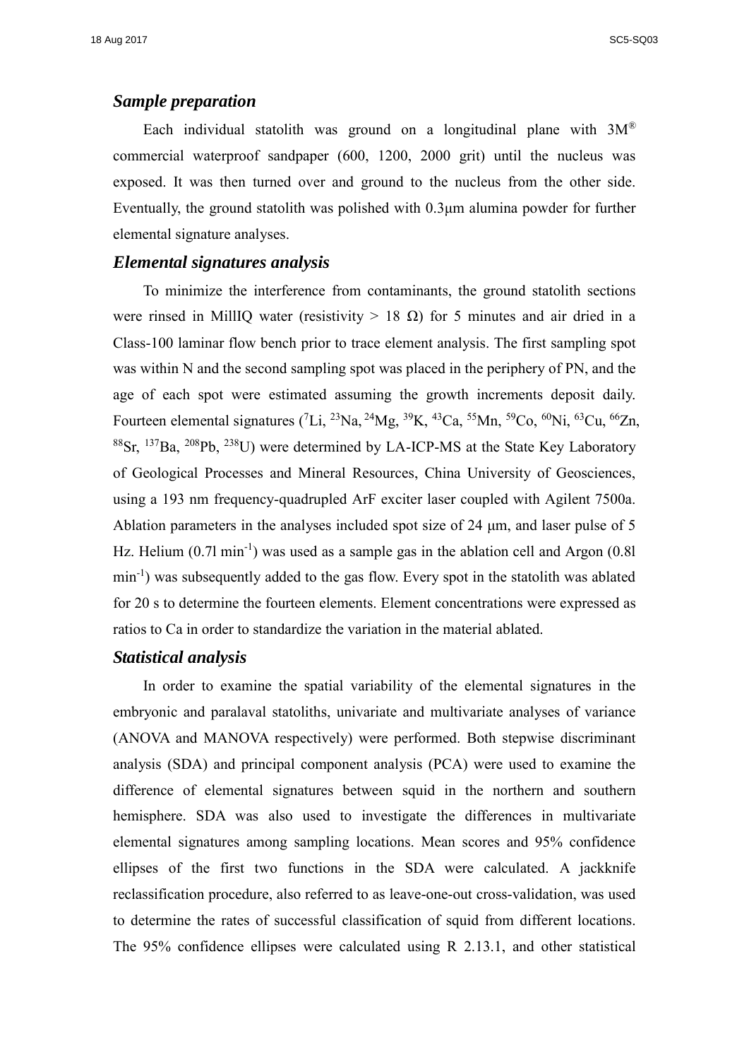### *Sample preparation*

Each individual statolith was ground on a longitudinal plane with 3M® commercial waterproof sandpaper (600, 1200, 2000 grit) until the nucleus was exposed. It was then turned over and ground to the nucleus from the other side. Eventually, the ground statolith was polished with 0.3μm alumina powder for further elemental signature analyses.

### *Elemental signatures analysis*

To minimize the interference from contaminants, the ground statolith sections were rinsed in MillIQ water (resistivity > 18 Ω) for 5 minutes and air dried in a Class-100 laminar flow bench prior to trace element analysis. The first sampling spot was within N and the second sampling spot was placed in the periphery of PN, and the age of each spot were estimated assuming the growth increments deposit daily. Fourteen elemental signatures ($^{7}$Li, $^{23}$Na, $^{24}$Mg, $^{39}$K, $^{43}$Ca, $^{55}$Mn, $^{59}$Co, $^{60}$Ni, $^{63}$Cu, $^{66}$Zn, $^{88}$Sr, $^{137}$Ba, $^{208}$Pb, $^{238}$U) were determined by LA-ICP-MS at the State Key Laboratory of Geological Processes and Mineral Resources, China University of Geosciences, using a 193 nm frequency-quadrupled ArF exciter laser coupled with Agilent 7500a. Ablation parameters in the analyses included spot size of 24 μm, and laser pulse of 5 Hz. Helium (0.7l $min^{-1}$) was used as a sample gas in the ablation cell and Argon (0.8l $min^{-1}$) was subsequently added to the gas flow. Every spot in the statolith was ablated for 20 s to determine the fourteen elements. Element concentrations were expressed as ratios to Ca in order to standardize the variation in the material ablated.

### *Statistical analysis*

In order to examine the spatial variability of the elemental signatures in the embryonic and paralaval statoliths, univariate and multivariate analyses of variance (ANOVA and MANOVA respectively) were performed. Both stepwise discriminant analysis (SDA) and principal component analysis (PCA) were used to examine the difference of elemental signatures between squid in the northern and southern hemisphere. SDA was also used to investigate the differences in multivariate elemental signatures among sampling locations. Mean scores and 95% confidence ellipses of the first two functions in the SDA were calculated. A jackknife reclassification procedure, also referred to as leave-one-out cross-validation, was used to determine the rates of successful classification of squid from different locations. The 95% confidence ellipses were calculated using R 2.13.1, and other statistical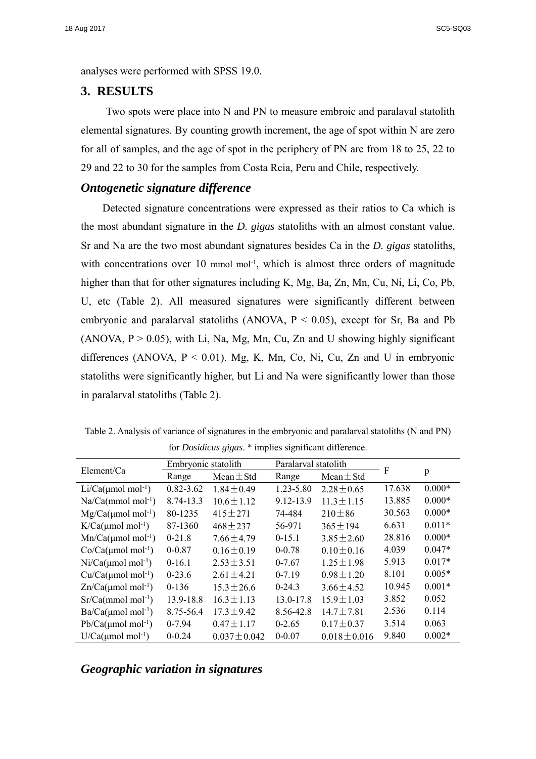analyses were performed with SPSS 19.0.

## 3. RESULTS

Two spots were place into N and PN to measure embroic and paralaval statolith elemental signatures. By counting growth increment, the age of spot within N are zero for all of samples, and the age of spot in the periphery of PN are from 18 to 25, 22 to 29 and 22 to 30 for the samples from Costa Rcia, Peru and Chile, respectively.

### *Ontogenetic signature difference*

Detected signature concentrations were expressed as their ratios to Ca which is the most abundant signature in the *D. gigas* statoliths with an almost constant value. Sr and Na are the two most abundant signatures besides Ca in the *D. gigas* statoliths, with concentrations over 10 mmol $mol^{-1}$, which is almost three orders of magnitude higher than that for other signatures including K, Mg, Ba, Zn, Mn, Cu, Ni, Li, Co, Pb, U, etc (Table 2). All measured signatures were significantly different between embryonic and paralarval statoliths (ANOVA, $P < 0.05$), except for Sr, Ba and Pb (ANOVA, $P > 0.05$), with Li, Na, Mg, Mn, Cu, Zn and U showing highly significant differences (ANOVA, $P < 0.01$). Mg, K, Mn, Co, Ni, Cu, Zn and U in embryonic statoliths were significantly higher, but Li and Na were significantly lower than those in paralarval statoliths (Table 2).

Table 2. Analysis of variance of signatures in the embryonic and paralarval statoliths (N and PN) for *Dosidicus gigas*. * implies significant difference.

| Element/Ca | Embryonic statolith | | Paralarval statolith | | F | p |
|---|---|---|---|---|---|---|
| | Range | Mean±Std | Range | Mean±Std | | |
| Li/Ca(μmol $mol^{-1}$) | 0.82-3.62 | 1.84±0.49 | 1.23-5.80 | 2.28±0.65 | 17.638 | 0.000* |
| Na/Ca(mmol $mol^{-1}$) | 8.74-13.3 | 10.6±1.12 | 9.12-13.9 | 11.3±1.15 | 13.885 | 0.000* |
| Mg/Ca(μmol $mol^{-1}$) | 80-1235 | 415±271 | 74-484 | 210±86 | 30.563 | 0.000* |
| K/Ca(μmol $mol^{-1}$) | 87-1360 | 468±237 | 56-971 | 365±194 | 6.631 | 0.011* |
| Mn/Ca(μmol $mol^{-1}$) | 0-21.8 | 7.66±4.79 | 0-15.1 | 3.85±2.60 | 28.816 | 0.000* |
| Co/Ca(μmol $mol^{-1}$) | 0-0.87 | 0.16±0.19 | 0-0.78 | 0.10±0.16 | 4.039 | 0.047* |
| Ni/Ca(μmol $mol^{-1}$) | 0-16.1 | 2.53±3.51 | 0-7.67 | 1.25±1.98 | 5.913 | 0.017* |
| Cu/Ca(μmol $mol^{-1}$) | 0-23.6 | 2.61±4.21 | 0-7.19 | 0.98±1.20 | 8.101 | 0.005* |
| Zn/Ca(μmol $mol^{-1}$) | 0-136 | 15.3±26.6 | 0-24.3 | 3.66±4.52 | 10.945 | 0.001* |
| Sr/Ca(mmol $mol^{-1}$) | 13.9-18.8 | 16.3±1.13 | 13.0-17.8 | 15.9±1.03 | 3.852 | 0.052 |
| Ba/Ca(μmol $mol^{-1}$) | 8.75-56.4 | 17.3±9.42 | 8.56-42.8 | 14.7±7.81 | 2.536 | 0.114 |
| Pb/Ca(μmol $mol^{-1}$) | 0-7.94 | 0.47±1.17 | 0-2.65 | 0.17±0.37 | 3.514 | 0.063 |
| U/Ca(μmol $mol^{-1}$) | 0-0.24 | 0.037±0.042 | 0-0.07 | 0.018±0.016 | 9.840 | 0.002* |

### *Geographic variation in signatures*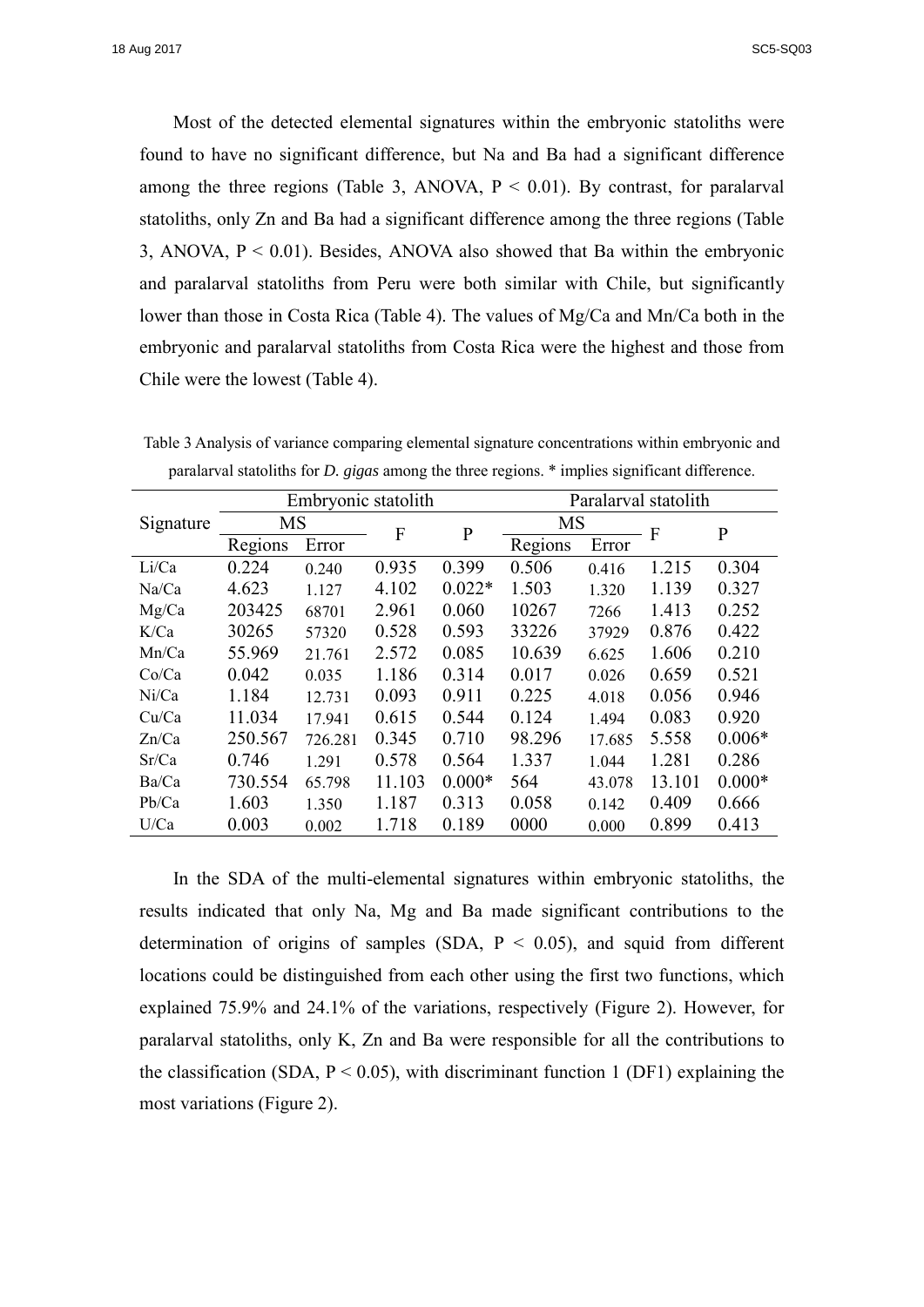Most of the detected elemental signatures within the embryonic statoliths were found to have no significant difference, but Na and Ba had a significant difference among the three regions (Table 3, ANOVA, $P < 0.01$). By contrast, for paralarval statoliths, only Zn and Ba had a significant difference among the three regions (Table 3, ANOVA, $P < 0.01$). Besides, ANOVA also showed that Ba within the embryonic and paralarval statoliths from Peru were both similar with Chile, but significantly lower than those in Costa Rica (Table 4). The values of Mg/Ca and Mn/Ca both in the embryonic and paralarval statoliths from Costa Rica were the highest and those from Chile were the lowest (Table 4).

Table 3 Analysis of variance comparing elemental signature concentrations within embryonic and paralarval statoliths for *D. gigas* among the three regions. * implies significant difference.

| Signature | Embryonic statolith | | | | Paralarval statolith | | | |
|---|---|---|---|---|---|---|---|---|
| | MS | | F | P | MS | | F | P |
| | Regions | Error | | | Regions | Error | | |
| Li/Ca | 0.224 | 0.240 | 0.935 | 0.399 | 0.506 | 0.416 | 1.215 | 0.304 |
| Na/Ca | 4.623 | 1.127 | 4.102 | 0.022* | 1.503 | 1.320 | 1.139 | 0.327 |
| Mg/Ca | 203425 | 68701 | 2.961 | 0.060 | 10267 | 7266 | 1.413 | 0.252 |
| K/Ca | 30265 | 57320 | 0.528 | 0.593 | 33226 | 37929 | 0.876 | 0.422 |
| Mn/Ca | 55.969 | 21.761 | 2.572 | 0.085 | 10.639 | 6.625 | 1.606 | 0.210 |
| Co/Ca | 0.042 | 0.035 | 1.186 | 0.314 | 0.017 | 0.026 | 0.659 | 0.521 |
| Ni/Ca | 1.184 | 12.731 | 0.093 | 0.911 | 0.225 | 4.018 | 0.056 | 0.946 |
| Cu/Ca | 11.034 | 17.941 | 0.615 | 0.544 | 0.124 | 1.494 | 0.083 | 0.920 |
| Zn/Ca | 250.567 | 726.281 | 0.345 | 0.710 | 98.296 | 17.685 | 5.558 | 0.006* |
| Sr/Ca | 0.746 | 1.291 | 0.578 | 0.564 | 1.337 | 1.044 | 1.281 | 0.286 |
| Ba/Ca | 730.554 | 65.798 | 11.103 | 0.000* | 564 | 43.078 | 13.101 | 0.000* |
| Pb/Ca | 1.603 | 1.350 | 1.187 | 0.313 | 0.058 | 0.142 | 0.409 | 0.666 |
| U/Ca | 0.003 | 0.002 | 1.718 | 0.189 | 0000 | 0.000 | 0.899 | 0.413 |

In the SDA of the multi-elemental signatures within embryonic statoliths, the results indicated that only Na, Mg and Ba made significant contributions to the determination of origins of samples (SDA, $P < 0.05$), and squid from different locations could be distinguished from each other using the first two functions, which explained 75.9% and 24.1% of the variations, respectively (Figure 2). However, for paralarval statoliths, only K, Zn and Ba were responsible for all the contributions to the classification (SDA, $P < 0.05$), with discriminant function 1 (DF1) explaining the most variations (Figure 2).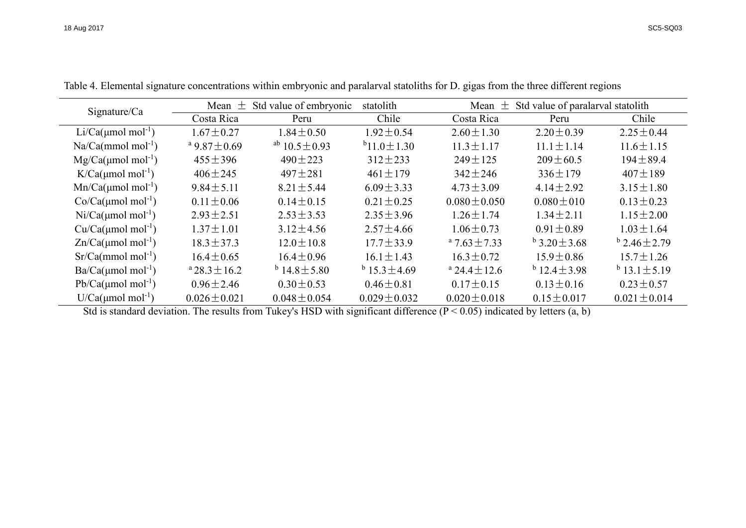Table 4. Elemental signature concentrations within embryonic and paralarval statoliths for D. gigas from the three different regions

| Signature/Ca | Mean ± Std value of embryonic statolith | | | Mean ± Std value of paralarval statolith | | |
|---|---|---|---|---|---|---|
| | Costa Rica | Peru | Chile | Costa Rica | Peru | Chile |
| Li/Ca(μmol mol$^{-1}$) | 1.67±0.27 | 1.84±0.50 | 1.92±0.54 | 2.60±1.30 | 2.20±0.39 | 2.25±0.44 |
| Na/Ca(mmol mol$^{-1}$) | $^{a}$ 9.87±0.69 | $^{ab}$ 10.5±0.93 | $^{b}$11.0±1.30 | 11.3±1.17 | 11.1±1.14 | 11.6±1.15 |
| Mg/Ca(μmol mol$^{-1}$) | 455±396 | 490±223 | 312±233 | 249±125 | 209±60.5 | 194±89.4 |
| K/Ca(μmol mol$^{-1}$) | 406±245 | 497±281 | 461±179 | 342±246 | 336±179 | 407±189 |
| Mn/Ca(μmol mol$^{-1}$) | 9.84±5.11 | 8.21±5.44 | 6.09±3.33 | 4.73±3.09 | 4.14±2.92 | 3.15±1.80 |
| Co/Ca(μmol mol$^{-1}$) | 0.11±0.06 | 0.14±0.15 | 0.21±0.25 | 0.080±0.050 | 0.080±010 | 0.13±0.23 |
| Ni/Ca(μmol mol$^{-1}$) | 2.93±2.51 | 2.53±3.53 | 2.35±3.96 | 1.26±1.74 | 1.34±2.11 | 1.15±2.00 |
| Cu/Ca(μmol mol$^{-1}$) | 1.37±1.01 | 3.12±4.56 | 2.57±4.66 | 1.06±0.73 | 0.91±0.89 | 1.03±1.64 |
| Zn/Ca(μmol mol$^{-1}$) | 18.3±37.3 | 12.0±10.8 | 17.7±33.9 | $^{a}$ 7.63±7.33 | $^{b}$ 3.20±3.68 | $^{b}$ 2.46±2.79 |
| Sr/Ca(mmol mol$^{-1}$) | 16.4±0.65 | 16.4±0.96 | 16.1±1.43 | 16.3±0.72 | 15.9±0.86 | 15.7±1.26 |
| Ba/Ca(μmol mol$^{-1}$) | $^{a}$ 28.3±16.2 | $^{b}$ 14.8±5.80 | $^{b}$ 15.3±4.69 | $^{a}$ 24.4±12.6 | $^{b}$ 12.4±3.98 | $^{b}$ 13.1±5.19 |
| Pb/Ca(μmol mol$^{-1}$) | 0.96±2.46 | 0.30±0.53 | 0.46±0.81 | 0.17±0.15 | 0.13±0.16 | 0.23±0.57 |
| U/Ca(μmol mol$^{-1}$) | 0.026±0.021 | 0.048±0.054 | 0.029±0.032 | 0.020±0.018 | 0.15±0.017 | 0.021±0.014 |

Std is standard deviation. The results from Tukey's HSD with significant difference ($P < 0.05$) indicated by letters (a, b)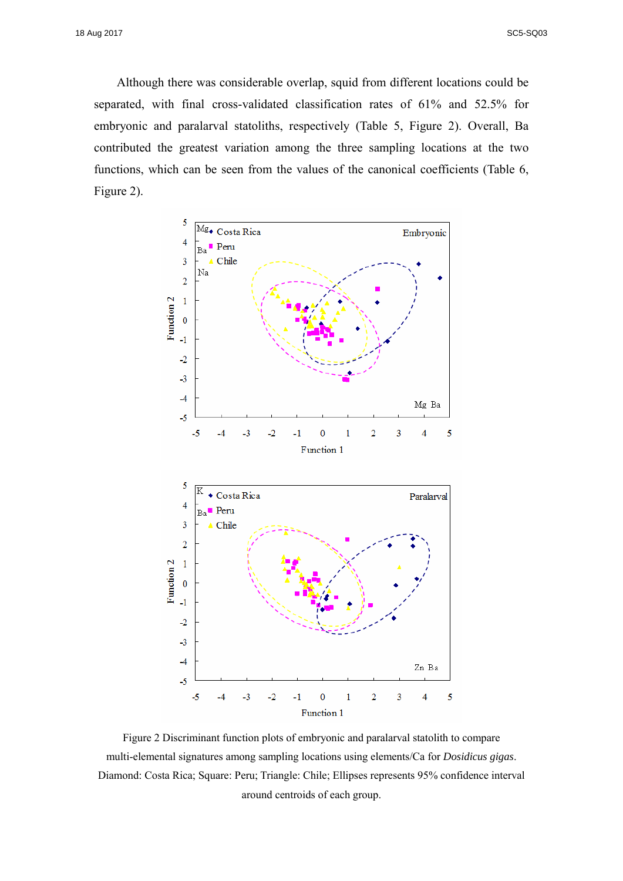Although there was considerable overlap, squid from different locations could be separated, with final cross-validated classification rates of 61% and 52.5% for embryonic and paralarval statoliths, respectively (Table 5, Figure 2). Overall, Ba contributed the greatest variation among the three sampling locations at the two functions, which can be seen from the values of the canonical coefficients (Table 6, Figure 2).

Figure 2 Discriminant function plots of embryonic and paralarval statolith to compare multi-elemental signatures among sampling locations using elements/Ca for *Dosidicus gigas*. Diamond: Costa Rica; Square: Peru; Triangle: Chile; Ellipses represents 95% confidence interval around centroids of each group.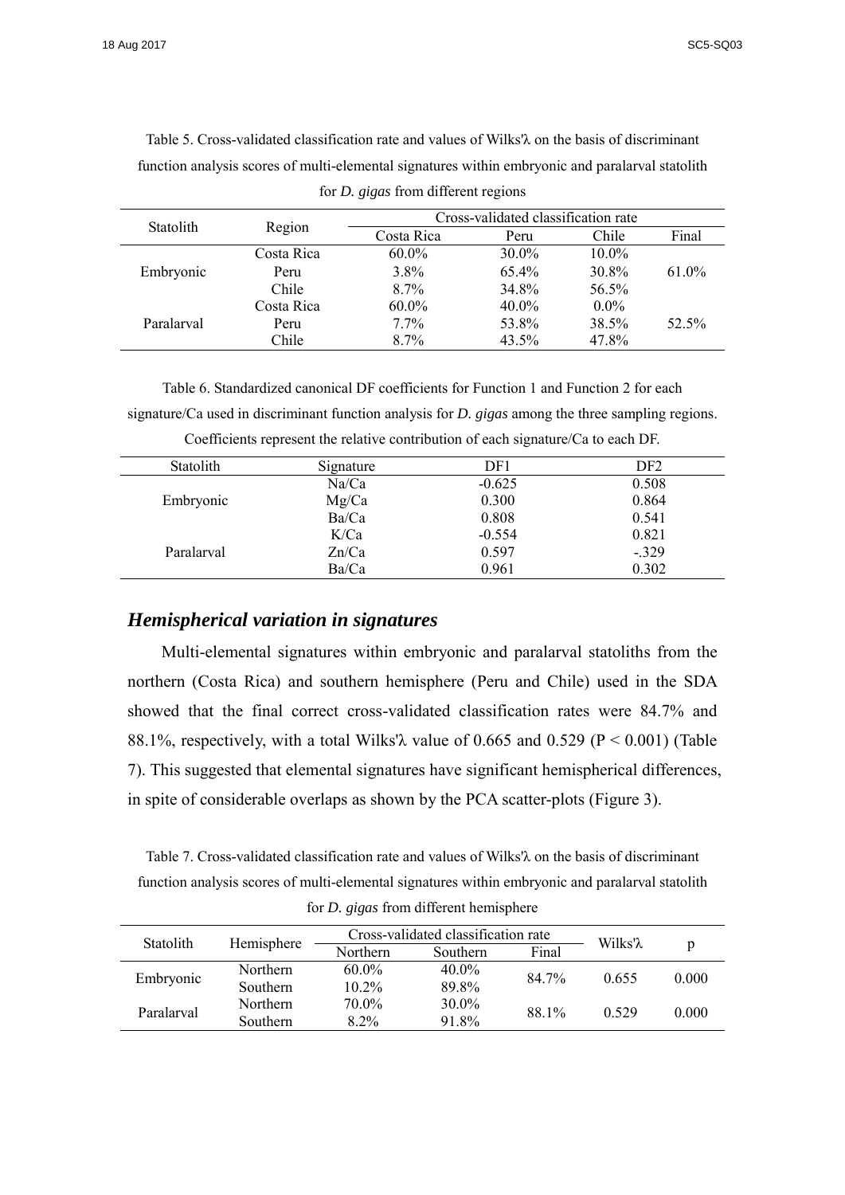Table 5. Cross-validated classification rate and values of Wilks'λ on the basis of discriminant function analysis scores of multi-elemental signatures within embryonic and paralarval statolith for *D. gigas* from different regions

| Statolith | Region | Cross-validated classification rate | | | |
|---|---|---|---|---|---|
| | | Costa Rica | Peru | Chile | Final |
| Embryonic | Costa Rica | 60.0% | 30.0% | 10.0% | 61.0% |
| | Peru | 3.8% | 65.4% | 30.8% | |
| | Chile | 8.7% | 34.8% | 56.5% | |
| Paralarval | Costa Rica | 60.0% | 40.0% | 0.0% | 52.5% |
| | Peru | 7.7% | 53.8% | 38.5% | |
| | Chile | 8.7% | 43.5% | 47.8% | |

Table 6. Standardized canonical DF coefficients for Function 1 and Function 2 for each signature/Ca used in discriminant function analysis for *D. gigas* among the three sampling regions. Coefficients represent the relative contribution of each signature/Ca to each DF.

| Statolith | Signature | DF1 | DF2 |
|---|---|---|---|
| Embryonic | Na/Ca | -0.625 | 0.508 |
| | Mg/Ca | 0.300 | 0.864 |
| | Ba/Ca | 0.808 | 0.541 |
| Paralarval | K/Ca | -0.554 | 0.821 |
| | Zn/Ca | 0.597 | -.329 |
| | Ba/Ca | 0.961 | 0.302 |

## *Hemispherical variation in signatures*

Multi-elemental signatures within embryonic and paralarval statoliths from the northern (Costa Rica) and southern hemisphere (Peru and Chile) used in the SDA showed that the final correct cross-validated classification rates were 84.7% and 88.1%, respectively, with a total Wilks'λ value of 0.665 and 0.529 ($P < 0.001$) (Table 7). This suggested that elemental signatures have significant hemispherical differences, in spite of considerable overlaps as shown by the PCA scatter-plots (Figure 3).

Table 7. Cross-validated classification rate and values of Wilks'λ on the basis of discriminant function analysis scores of multi-elemental signatures within embryonic and paralarval statolith for *D. gigas* from different hemisphere

| Statolith | Hemisphere | Cross-validated classification rate | | | Wilks'λ | p |
|---|---|---|---|---|---|---|
| | | Northern | Southern | Final | | |
| Embryonic | Northern | 60.0% | 40.0% | 84.7% | 0.655 | 0.000 |
| | Southern | 10.2% | 89.8% | | | |
| Paralarval | Northern | 70.0% | 30.0% | 88.1% | 0.529 | 0.000 |
| | Southern | 8.2% | 91.8% | | | |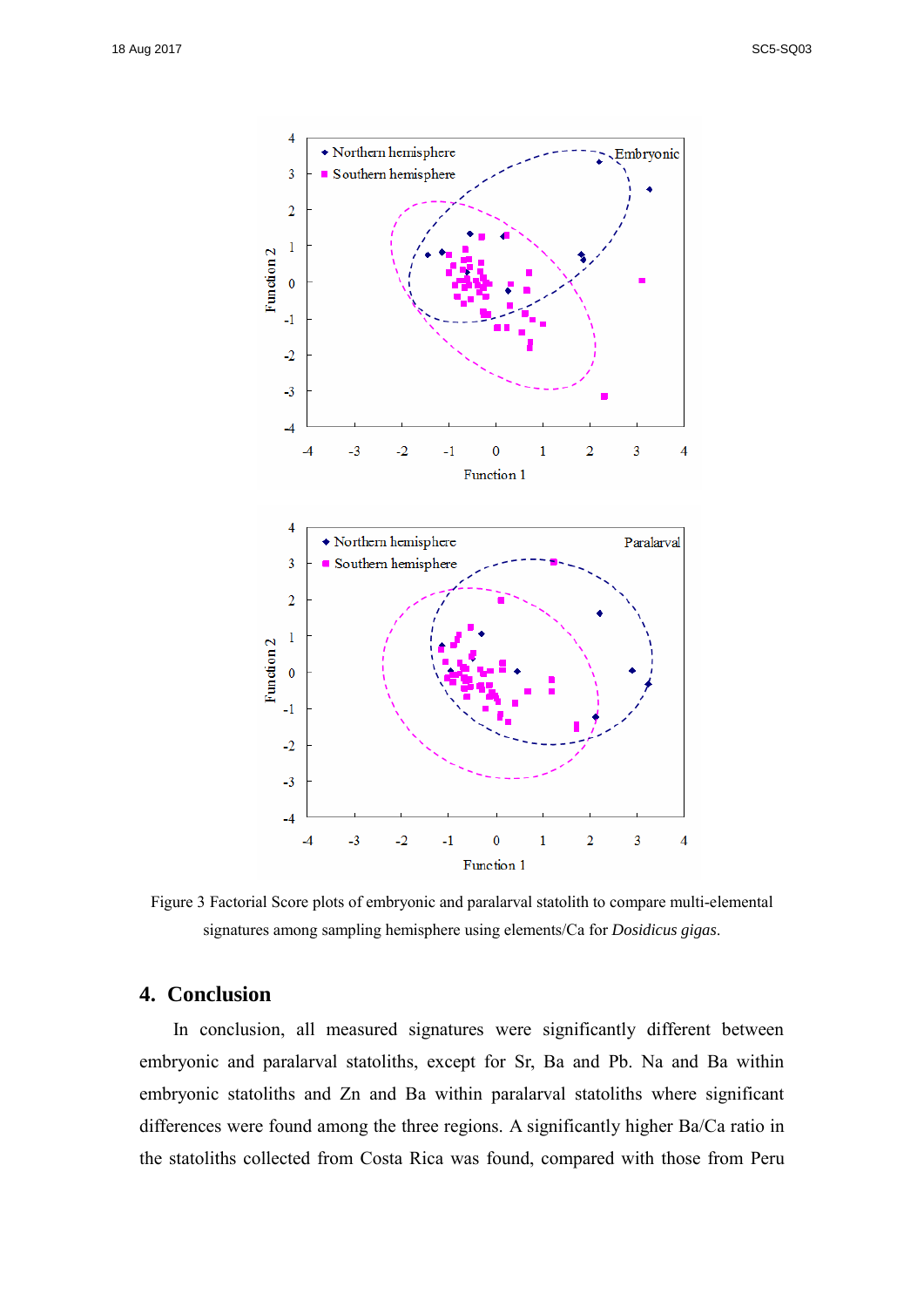Figure 3 Factorial Score plots of embryonic and paralarval statolith to compare multi-elemental signatures among sampling hemisphere using elements/Ca for *Dosidicus gigas*.

## 4. Conclusion

In conclusion, all measured signatures were significantly different between embryonic and paralarval statoliths, except for Sr, Ba and Pb. Na and Ba within embryonic statoliths and Zn and Ba within paralarval statoliths where significant differences were found among the three regions. A significantly higher Ba/Ca ratio in the statoliths collected from Costa Rica was found, compared with those from Peru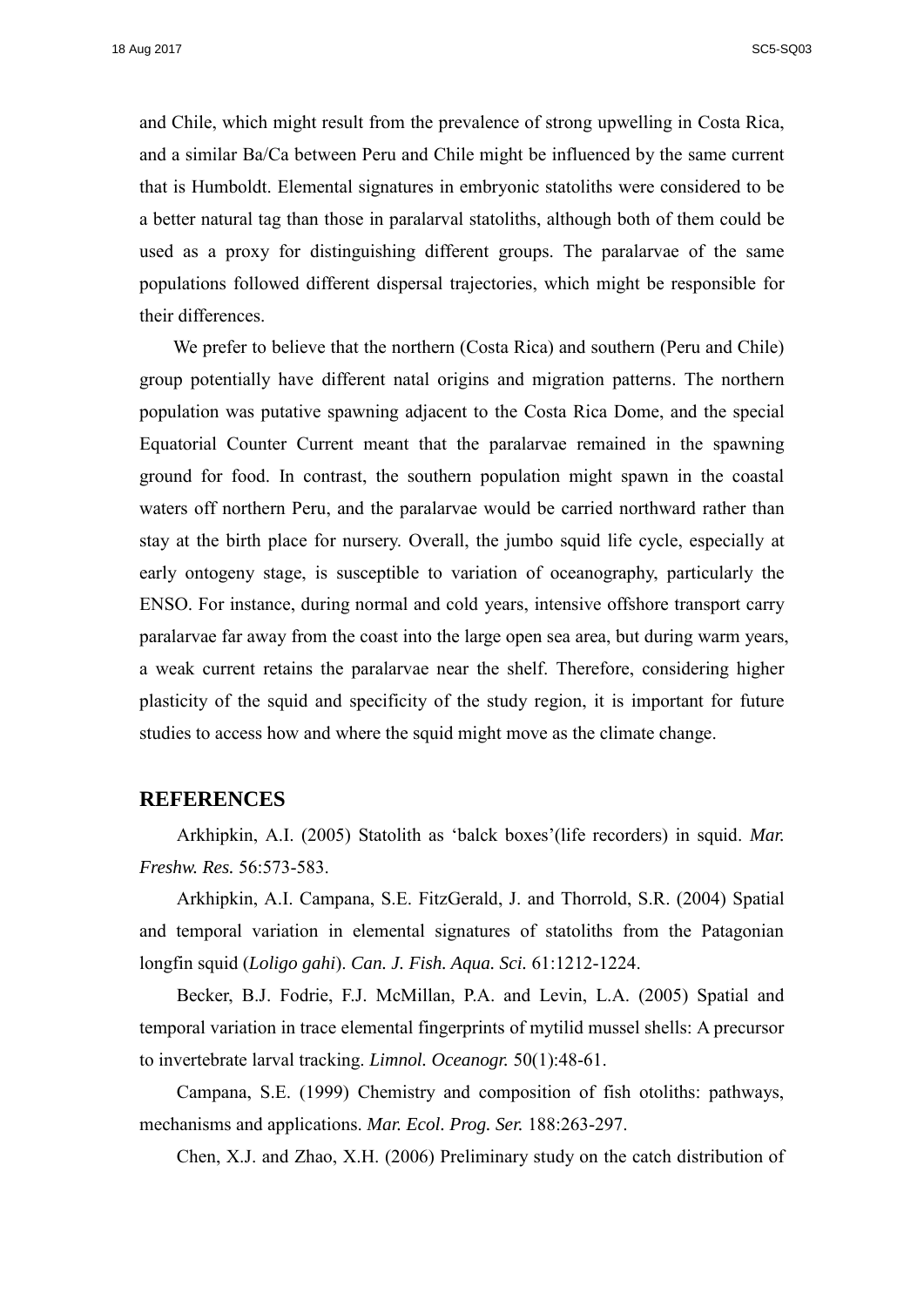and Chile, which might result from the prevalence of strong upwelling in Costa Rica, and a similar Ba/Ca between Peru and Chile might be influenced by the same current that is Humboldt. Elemental signatures in embryonic statoliths were considered to be a better natural tag than those in paralarval statoliths, although both of them could be used as a proxy for distinguishing different groups. The paralarvae of the same populations followed different dispersal trajectories, which might be responsible for their differences.

We prefer to believe that the northern (Costa Rica) and southern (Peru and Chile) group potentially have different natal origins and migration patterns. The northern population was putative spawning adjacent to the Costa Rica Dome, and the special Equatorial Counter Current meant that the paralarvae remained in the spawning ground for food. In contrast, the southern population might spawn in the coastal waters off northern Peru, and the paralarvae would be carried northward rather than stay at the birth place for nursery. Overall, the jumbo squid life cycle, especially at early ontogeny stage, is susceptible to variation of oceanography, particularly the ENSO. For instance, during normal and cold years, intensive offshore transport carry paralarvae far away from the coast into the large open sea area, but during warm years, a weak current retains the paralarvae near the shelf. Therefore, considering higher plasticity of the squid and specificity of the study region, it is important for future studies to access how and where the squid might move as the climate change.

## REFERENCES

Arkhipkin, A.I. (2005) Statolith as 'balck boxes'(life recorders) in squid. *Mar. Freshw. Res.* 56:573-583.

Arkhipkin, A.I. Campana, S.E. FitzGerald, J. and Thorrold, S.R. (2004) Spatial and temporal variation in elemental signatures of statoliths from the Patagonian longfin squid (*Loligo gahi*). *Can. J. Fish. Aqua. Sci.* 61:1212-1224.

Becker, B.J. Fodrie, F.J. McMillan, P.A. and Levin, L.A. (2005) Spatial and temporal variation in trace elemental fingerprints of mytilid mussel shells: A precursor to invertebrate larval tracking. *Limnol. Oceanogr.* 50(1):48-61.

Campana, S.E. (1999) Chemistry and composition of fish otoliths: pathways, mechanisms and applications. *Mar. Ecol. Prog. Ser.* 188:263-297.

Chen, X.J. and Zhao, X.H. (2006) Preliminary study on the catch distribution of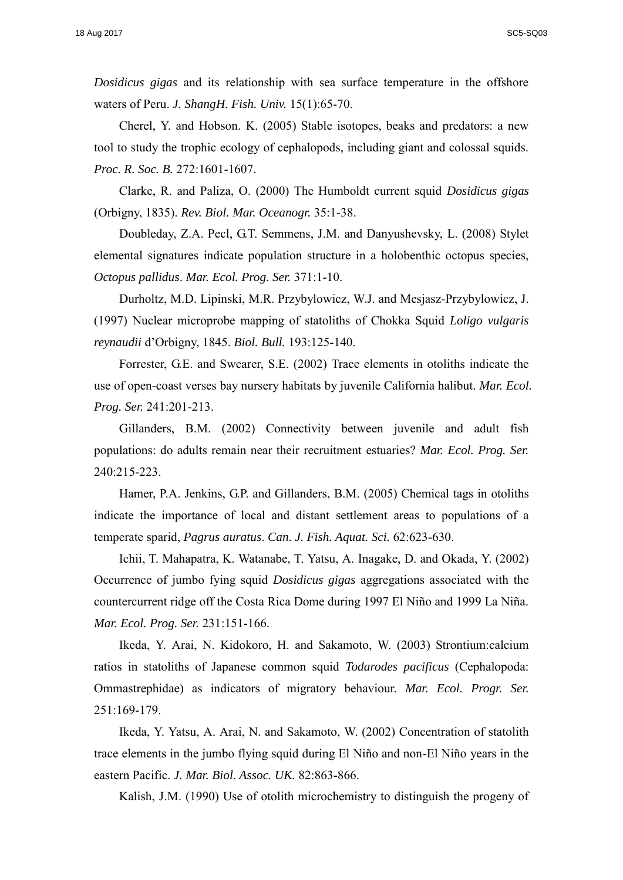*Dosidicus gigas* and its relationship with sea surface temperature in the offshore waters of Peru. *J. ShangH. Fish. Univ.* 15(1):65-70.

Cherel, Y. and Hobson. K. (2005) Stable isotopes, beaks and predators: a new tool to study the trophic ecology of cephalopods, including giant and colossal squids. *Proc. R. Soc. B.* 272:1601-1607.

Clarke, R. and Paliza, O. (2000) The Humboldt current squid *Dosidicus gigas* (Orbigny, 1835). *Rev. Biol. Mar. Oceanogr.* 35:1-38.

Doubleday, Z.A. Pecl, G.T. Semmens, J.M. and Danyushevsky, L. (2008) Stylet elemental signatures indicate population structure in a holobenthic octopus species, *Octopus pallidus*. *Mar. Ecol. Prog. Ser.* 371:1-10.

Durholtz, M.D. Lipinski, M.R. Przybylowicz, W.J. and Mesjasz-Przybylowicz, J. (1997) Nuclear microprobe mapping of statoliths of Chokka Squid *Loligo vulgaris reynaudii* d'Orbigny, 1845. *Biol. Bull.* 193:125-140.

Forrester, G.E. and Swearer, S.E. (2002) Trace elements in otoliths indicate the use of open-coast verses bay nursery habitats by juvenile California halibut. *Mar. Ecol. Prog. Ser.* 241:201-213.

Gillanders, B.M. (2002) Connectivity between juvenile and adult fish populations: do adults remain near their recruitment estuaries? *Mar. Ecol. Prog. Ser.* 240:215-223.

Hamer, P.A. Jenkins, G.P. and Gillanders, B.M. (2005) Chemical tags in otoliths indicate the importance of local and distant settlement areas to populations of a temperate sparid, *Pagrus auratus*. *Can. J. Fish. Aquat. Sci.* 62:623-630.

Ichii, T. Mahapatra, K. Watanabe, T. Yatsu, A. Inagake, D. and Okada, Y. (2002) Occurrence of jumbo flying squid *Dosidicus gigas* aggregations associated with the countercurrent ridge off the Costa Rica Dome during 1997 El Niño and 1999 La Niña. *Mar. Ecol. Prog. Ser.* 231:151-166.

Ikeda, Y. Arai, N. Kidokoro, H. and Sakamoto, W. (2003) Strontium:calcium ratios in statoliths of Japanese common squid *Todarodes pacificus* (Cephalopoda: Ommastrephidae) as indicators of migratory behaviour. *Mar. Ecol. Progr. Ser.* 251:169-179.

Ikeda, Y. Yatsu, A. Arai, N. and Sakamoto, W. (2002) Concentration of statolith trace elements in the jumbo flying squid during El Niño and non-El Niño years in the eastern Pacific. *J. Mar. Biol. Assoc. UK.* 82:863-866.

Kalish, J.M. (1990) Use of otolith microchemistry to distinguish the progeny of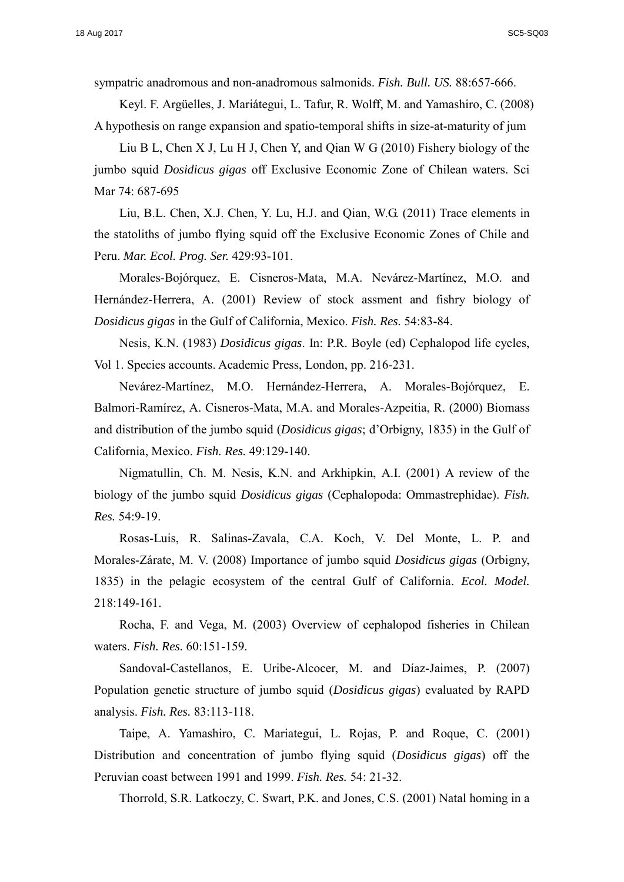sympatric anadromous and non-anadromous salmonids. *Fish. Bull. US.* 88:657-666.

Keyl. F. Argüelles, J. Mariátegui, L. Tafur, R. Wolff, M. and Yamashiro, C. (2008) A hypothesis on range expansion and spatio-temporal shifts in size-at-maturity of jum

Liu B L, Chen X J, Lu H J, Chen Y, and Qian W G (2010) Fishery biology of the jumbo squid *Dosidicus gigas* off Exclusive Economic Zone of Chilean waters. Sci Mar 74: 687-695

Liu, B.L. Chen, X.J. Chen, Y. Lu, H.J. and Qian, W.G. (2011) Trace elements in the statoliths of jumbo flying squid off the Exclusive Economic Zones of Chile and Peru. *Mar. Ecol. Prog. Ser.* 429:93-101.

Morales-Bojórquez, E. Cisneros-Mata, M.A. Nevárez-Martínez, M.O. and Hernández-Herrera, A. (2001) Review of stock assment and fishry biology of *Dosidicus gigas* in the Gulf of California, Mexico. *Fish. Res.* 54:83-84.

Nesis, K.N. (1983) *Dosidicus gigas*. In: P.R. Boyle (ed) Cephalopod life cycles, Vol 1. Species accounts. Academic Press, London, pp. 216-231.

Nevárez-Martínez, M.O. Hernández-Herrera, A. Morales-Bojórquez, E. Balmori-Ramírez, A. Cisneros-Mata, M.A. and Morales-Azpeitia, R. (2000) Biomass and distribution of the jumbo squid (*Dosidicus gigas*; d'Orbigny, 1835) in the Gulf of California, Mexico. *Fish. Res.* 49:129-140.

Nigmatullin, Ch. M. Nesis, K.N. and Arkhipkin, A.I. (2001) A review of the biology of the jumbo squid *Dosidicus gigas* (Cephalopoda: Ommastrephidae). *Fish. Res.* 54:9-19.

Rosas-Luis, R. Salinas-Zavala, C.A. Koch, V. Del Monte, L. P. and Morales-Zárate, M. V. (2008) Importance of jumbo squid *Dosidicus gigas* (Orbigny, 1835) in the pelagic ecosystem of the central Gulf of California. *Ecol. Model.* 218:149-161.

Rocha, F. and Vega, M. (2003) Overview of cephalopod fisheries in Chilean waters. *Fish. Res.* 60:151-159.

Sandoval-Castellanos, E. Uribe-Alcocer, M. and Díaz-Jaimes, P. (2007) Population genetic structure of jumbo squid (*Dosidicus gigas*) evaluated by RAPD analysis. *Fish. Res.* 83:113-118.

Taipe, A. Yamashiro, C. Mariategui, L. Rojas, P. and Roque, C. (2001) Distribution and concentration of jumbo flying squid (*Dosidicus gigas*) off the Peruvian coast between 1991 and 1999. *Fish. Res.* 54: 21-32.

Thorrold, S.R. Latkoczy, C. Swart, P.K. and Jones, C.S. (2001) Natal homing in a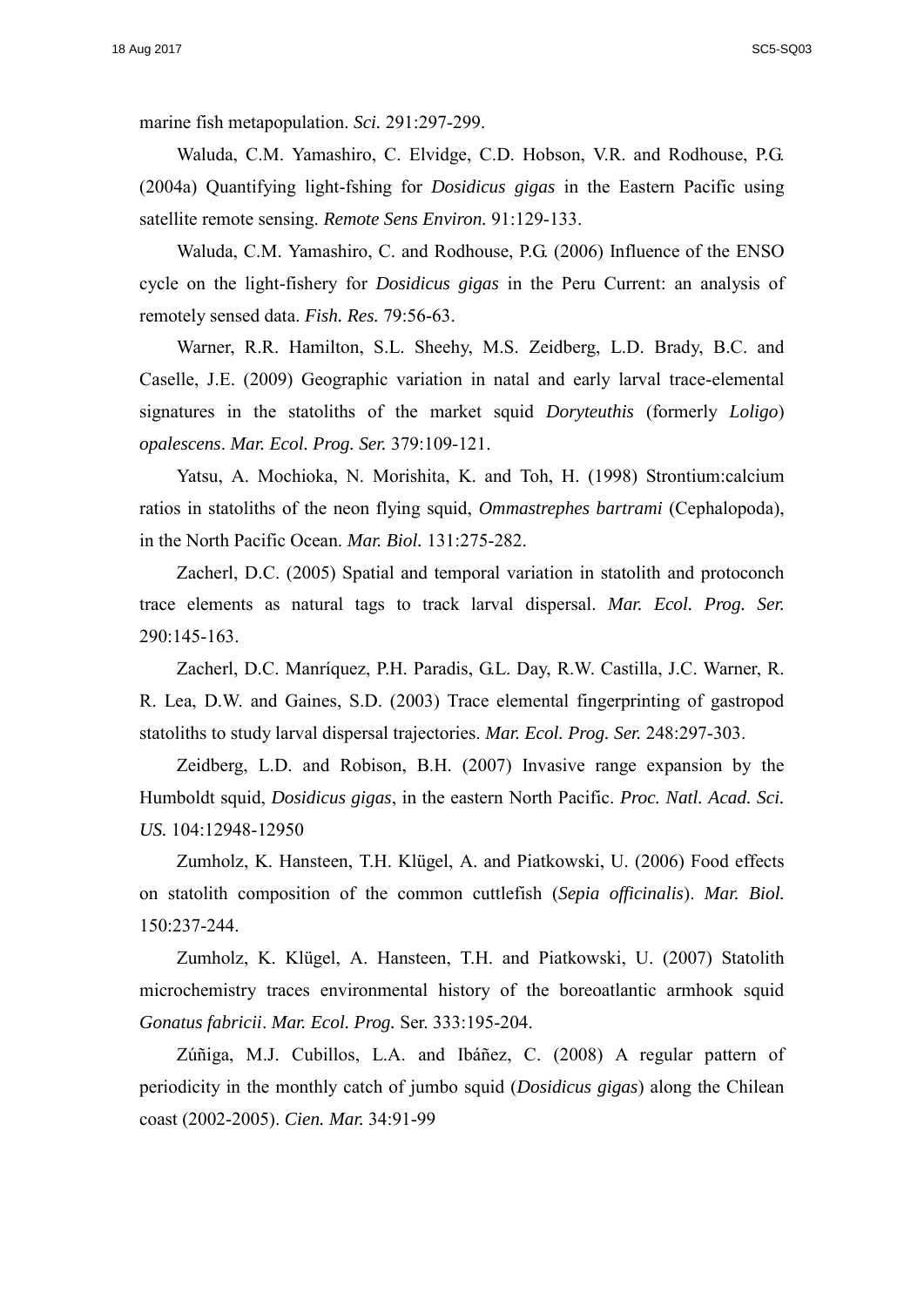marine fish metapopulation. *Sci.* 291:297-299.

Waluda, C.M. Yamashiro, C. Elvidge, C.D. Hobson, V.R. and Rodhouse, P.G. (2004a) Quantifying light-fshing for *Dosidicus gigas* in the Eastern Pacific using satellite remote sensing. *Remote Sens Environ.* 91:129-133.

Waluda, C.M. Yamashiro, C. and Rodhouse, P.G. (2006) Influence of the ENSO cycle on the light-fishery for *Dosidicus gigas* in the Peru Current: an analysis of remotely sensed data. *Fish. Res.* 79:56-63.

Warner, R.R. Hamilton, S.L. Sheehy, M.S. Zeidberg, L.D. Brady, B.C. and Caselle, J.E. (2009) Geographic variation in natal and early larval trace-elemental signatures in the statoliths of the market squid *Doryteuthis* (formerly *Loligo*) *opalescens*. *Mar. Ecol. Prog. Ser.* 379:109-121.

Yatsu, A. Mochioka, N. Morishita, K. and Toh, H. (1998) Strontium:calcium ratios in statoliths of the neon flying squid, *Ommastrephes bartrami* (Cephalopoda), in the North Pacific Ocean. *Mar. Biol.* 131:275-282.

Zacherl, D.C. (2005) Spatial and temporal variation in statolith and protoconch trace elements as natural tags to track larval dispersal. *Mar. Ecol. Prog. Ser.* 290:145-163.

Zacherl, D.C. Manríquez, P.H. Paradis, G.L. Day, R.W. Castilla, J.C. Warner, R. R. Lea, D.W. and Gaines, S.D. (2003) Trace elemental fingerprinting of gastropod statoliths to study larval dispersal trajectories. *Mar. Ecol. Prog. Ser.* 248:297-303.

Zeidberg, L.D. and Robison, B.H. (2007) Invasive range expansion by the Humboldt squid, *Dosidicus gigas*, in the eastern North Pacific. *Proc. Natl. Acad. Sci. US.* 104:12948-12950

Zumholz, K. Hansteen, T.H. Klügel, A. and Piatkowski, U. (2006) Food effects on statolith composition of the common cuttlefish (*Sepia officinalis*). *Mar. Biol.* 150:237-244.

Zumholz, K. Klügel, A. Hansteen, T.H. and Piatkowski, U. (2007) Statolith microchemistry traces environmental history of the boreoatlantic armhook squid *Gonatus fabricii*. *Mar. Ecol. Prog.* Ser. 333:195-204.

Zúñiga, M.J. Cubillos, L.A. and Ibáñez, C. (2008) A regular pattern of periodicity in the monthly catch of jumbo squid (*Dosidicus gigas*) along the Chilean coast (2002-2005). *Cien. Mar.* 34:91-99